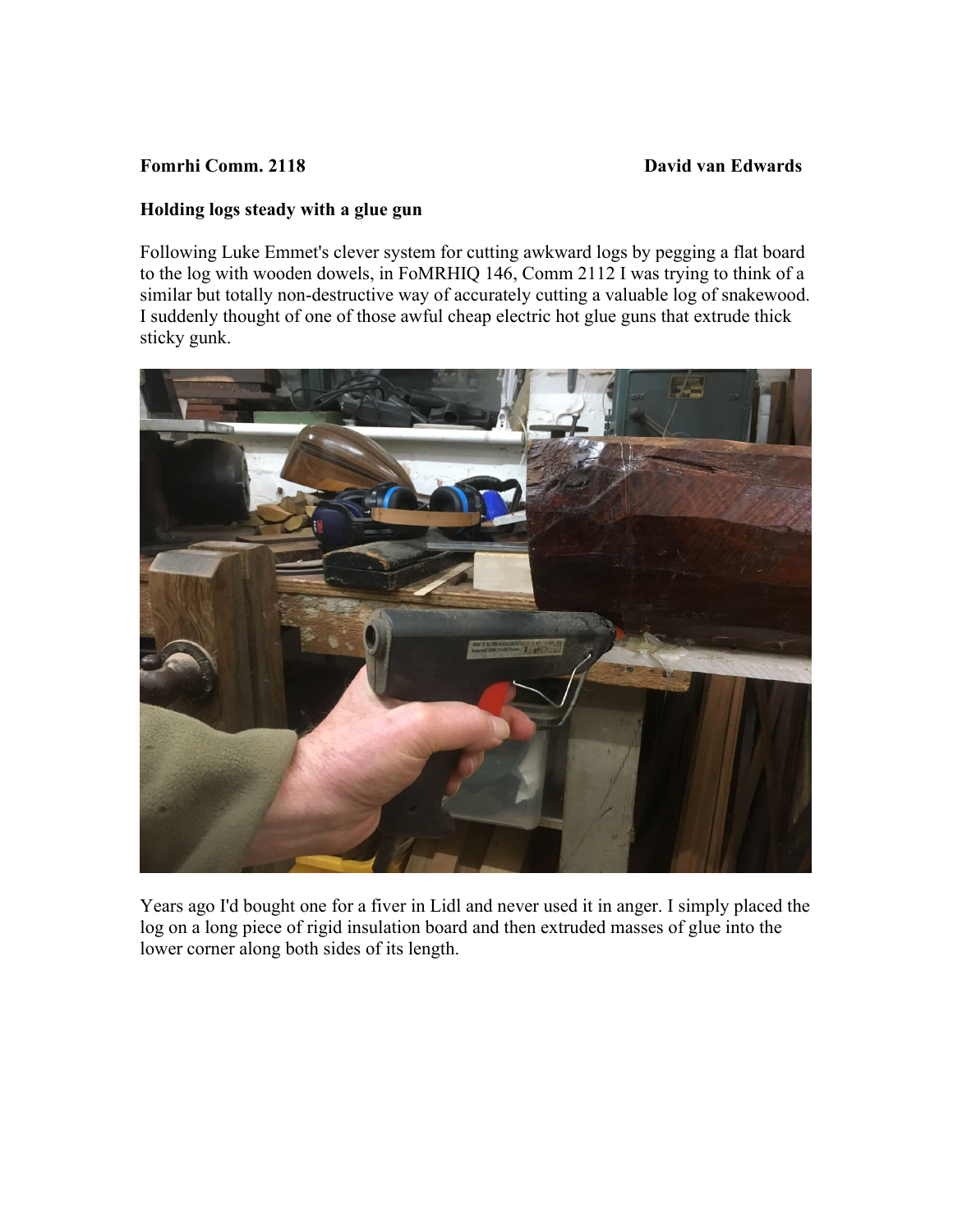**Fomrhi Comm. 2118** **David van Edwards**

**Holding logs steady with a glue gun**

Following Luke Emmet's clever system for cutting awkward logs by pegging a flat board to the log with wooden dowels, in FoMRHIQ 146, Comm 2112 I was trying to think of a similar but totally non-destructive way of accurately cutting a valuable log of snakewood. I suddenly thought of one of those awful cheap electric hot glue guns that extrude thick sticky gunk.

Years ago I'd bought one for a fiver in Lidl and never used it in anger. I simply placed the log on a long piece of rigid insulation board and then extruded masses of glue into the lower corner along both sides of its length.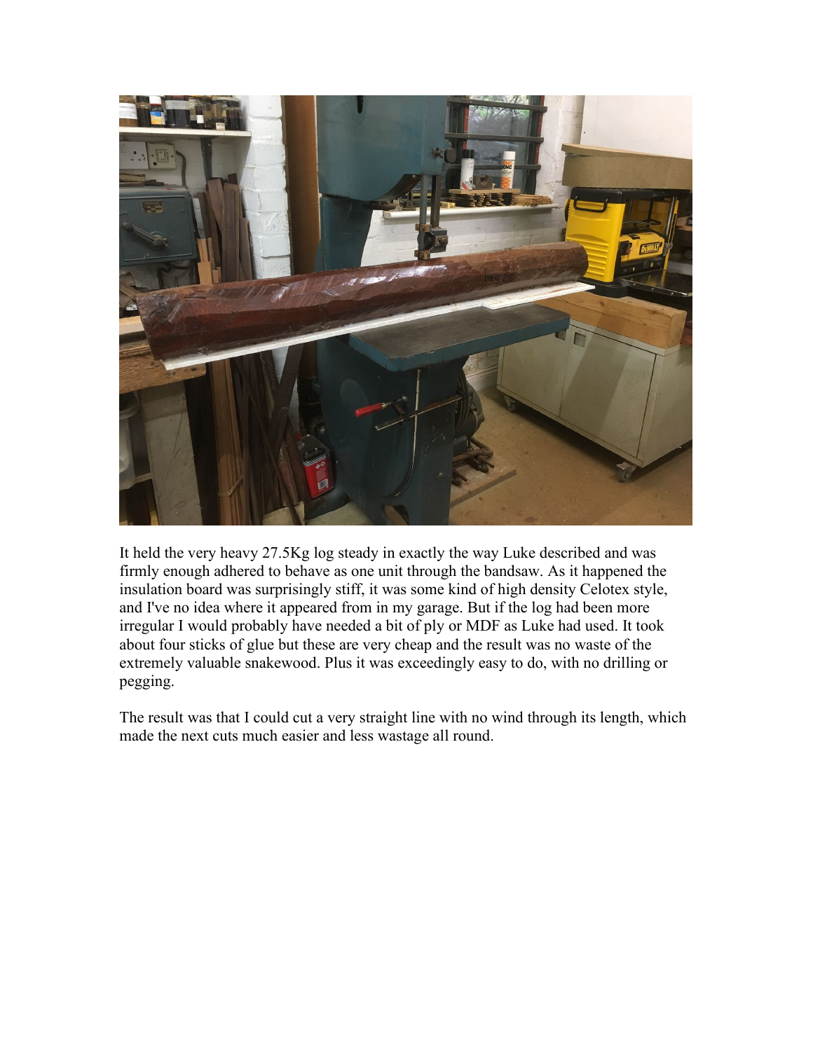It held the very heavy 27.5Kg log steady in exactly the way Luke described and was firmly enough adhered to behave as one unit through the bandsaw. As it happened the insulation board was surprisingly stiff, it was some kind of high density Celotex style, and I've no idea where it appeared from in my garage. But if the log had been more irregular I would probably have needed a bit of ply or MDF as Luke had used. It took about four sticks of glue but these are very cheap and the result was no waste of the extremely valuable snakewood. Plus it was exceedingly easy to do, with no drilling or pegging.

The result was that I could cut a very straight line with no wind through its length, which made the next cuts much easier and less wastage all round.